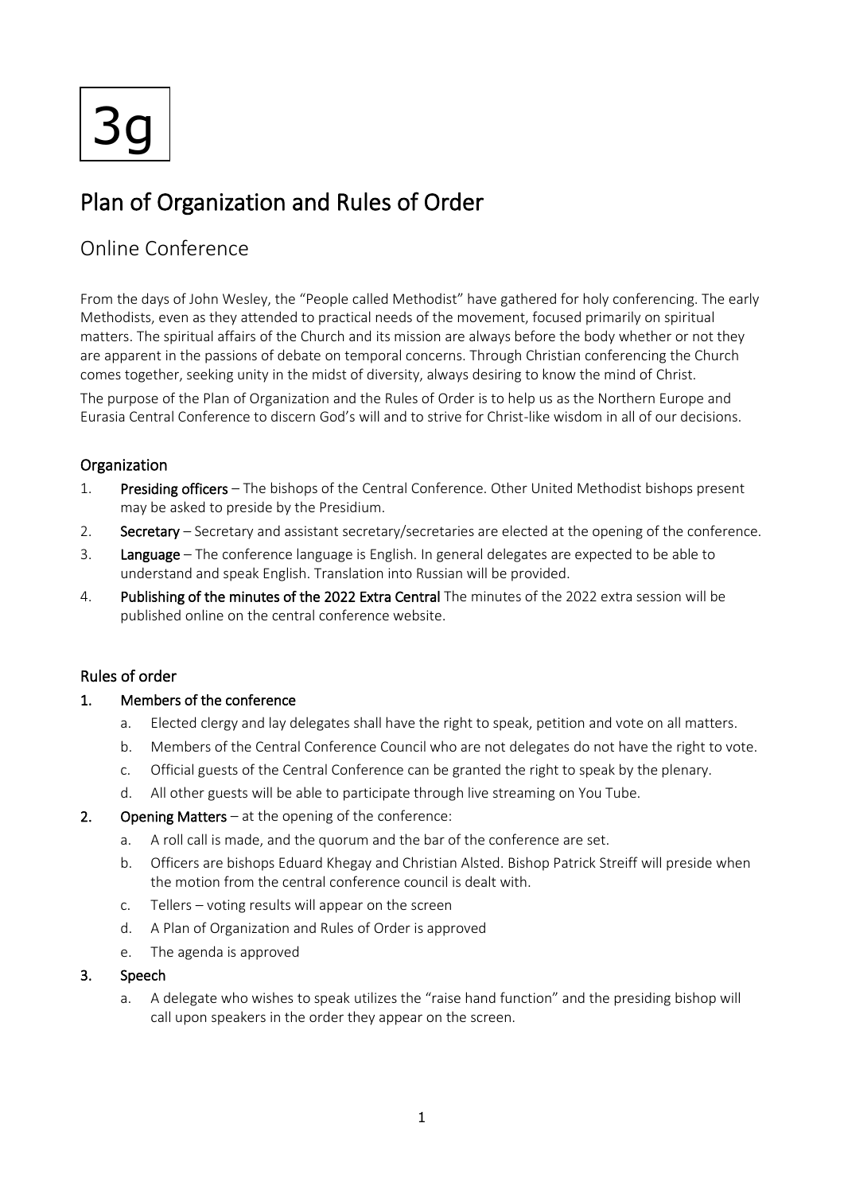3g

# Plan of Organization and Rules of Order

## Online Conference

From the days of John Wesley, the "People called Methodist" have gathered for holy conferencing. The early Methodists, even as they attended to practical needs of the movement, focused primarily on spiritual matters. The spiritual affairs of the Church and its mission are always before the body whether or not they are apparent in the passions of debate on temporal concerns. Through Christian conferencing the Church comes together, seeking unity in the midst of diversity, always desiring to know the mind of Christ.

The purpose of the Plan of Organization and the Rules of Order is to help us as the Northern Europe and Eurasia Central Conference to discern God's will and to strive for Christ-like wisdom in all of our decisions.

### Organization

1. **Presiding officers** – The bishops of the Central Conference. Other United Methodist bishops present may be asked to preside by the Presidium.
2. **Secretary** – Secretary and assistant secretary/secretaries are elected at the opening of the conference.
3. **Language** – The conference language is English. In general delegates are expected to be able to understand and speak English. Translation into Russian will be provided.
4. **Publishing of the minutes of the 2022 Extra Central** The minutes of the 2022 extra session will be published online on the central conference website.

### Rules of order

1. **Members of the conference**
   a. Elected clergy and lay delegates shall have the right to speak, petition and vote on all matters.
   b. Members of the Central Conference Council who are not delegates do not have the right to vote.
   c. Official guests of the Central Conference can be granted the right to speak by the plenary.
   d. All other guests will be able to participate through live streaming on You Tube.
2. **Opening Matters** – at the opening of the conference:
   a. A roll call is made, and the quorum and the bar of the conference are set.
   b. Officers are bishops Eduard Khegay and Christian Alsted. Bishop Patrick Streiff will preside when the motion from the central conference council is dealt with.
   c. Tellers – voting results will appear on the screen
   d. A Plan of Organization and Rules of Order is approved
   e. The agenda is approved
3. **Speech**
   a. A delegate who wishes to speak utilizes the "raise hand function" and the presiding bishop will call upon speakers in the order they appear on the screen.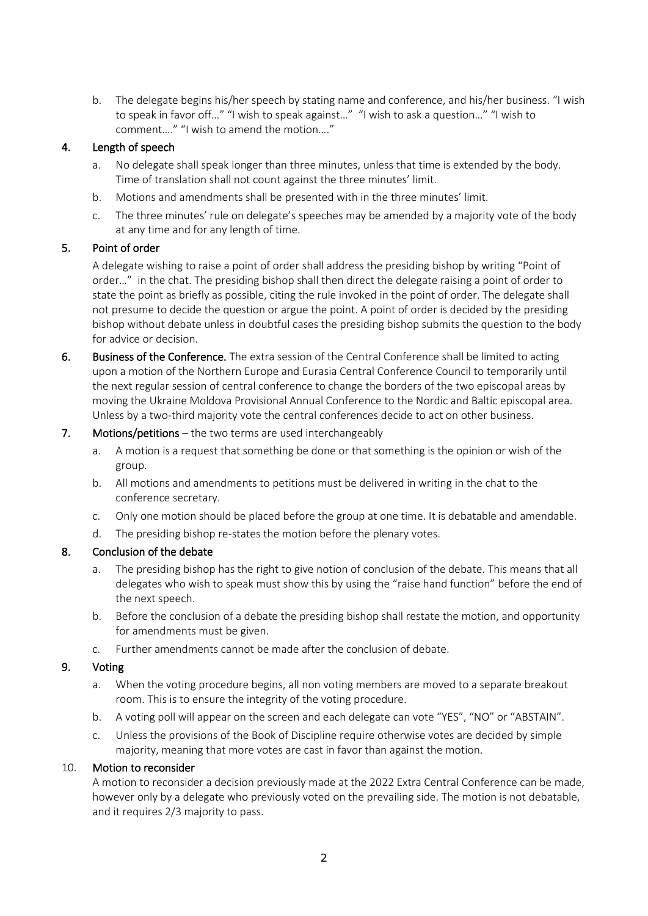b. The delegate begins his/her speech by stating name and conference, and his/her business. "I wish to speak in favor off…" "I wish to speak against…" "I wish to ask a question…" "I wish to comment…." "I wish to amend the motion…."

## 4. Length of speech

a. No delegate shall speak longer than three minutes, unless that time is extended by the body. Time of translation shall not count against the three minutes' limit.

b. Motions and amendments shall be presented with in the three minutes' limit.

c. The three minutes' rule on delegate's speeches may be amended by a majority vote of the body at any time and for any length of time.

## 5. Point of order

A delegate wishing to raise a point of order shall address the presiding bishop by writing "Point of order…" in the chat. The presiding bishop shall then direct the delegate raising a point of order to state the point as briefly as possible, citing the rule invoked in the point of order. The delegate shall not presume to decide the question or argue the point. A point of order is decided by the presiding bishop without debate unless in doubtful cases the presiding bishop submits the question to the body for advice or decision.

**6. Business of the Conference.** The extra session of the Central Conference shall be limited to acting upon a motion of the Northern Europe and Eurasia Central Conference Council to temporarily until the next regular session of central conference to change the borders of the two episcopal areas by moving the Ukraine Moldova Provisional Annual Conference to the Nordic and Baltic episcopal area. Unless by a two-third majority vote the central conferences decide to act on other business.

**7. Motions/petitions** – the two terms are used interchangeably

a. A motion is a request that something be done or that something is the opinion or wish of the group.

b. All motions and amendments to petitions must be delivered in writing in the chat to the conference secretary.

c. Only one motion should be placed before the group at one time. It is debatable and amendable.

d. The presiding bishop re-states the motion before the plenary votes.

## 8. Conclusion of the debate

a. The presiding bishop has the right to give notion of conclusion of the debate. This means that all delegates who wish to speak must show this by using the "raise hand function" before the end of the next speech.

b. Before the conclusion of a debate the presiding bishop shall restate the motion, and opportunity for amendments must be given.

c. Further amendments cannot be made after the conclusion of debate.

## 9. Voting

a. When the voting procedure begins, all non voting members are moved to a separate breakout room. This is to ensure the integrity of the voting procedure.

b. A voting poll will appear on the screen and each delegate can vote "YES", "NO" or "ABSTAIN".

c. Unless the provisions of the Book of Discipline require otherwise votes are decided by simple majority, meaning that more votes are cast in favor than against the motion.

## 10. Motion to reconsider

A motion to reconsider a decision previously made at the 2022 Extra Central Conference can be made, however only by a delegate who previously voted on the prevailing side. The motion is not debatable, and it requires 2/3 majority to pass.